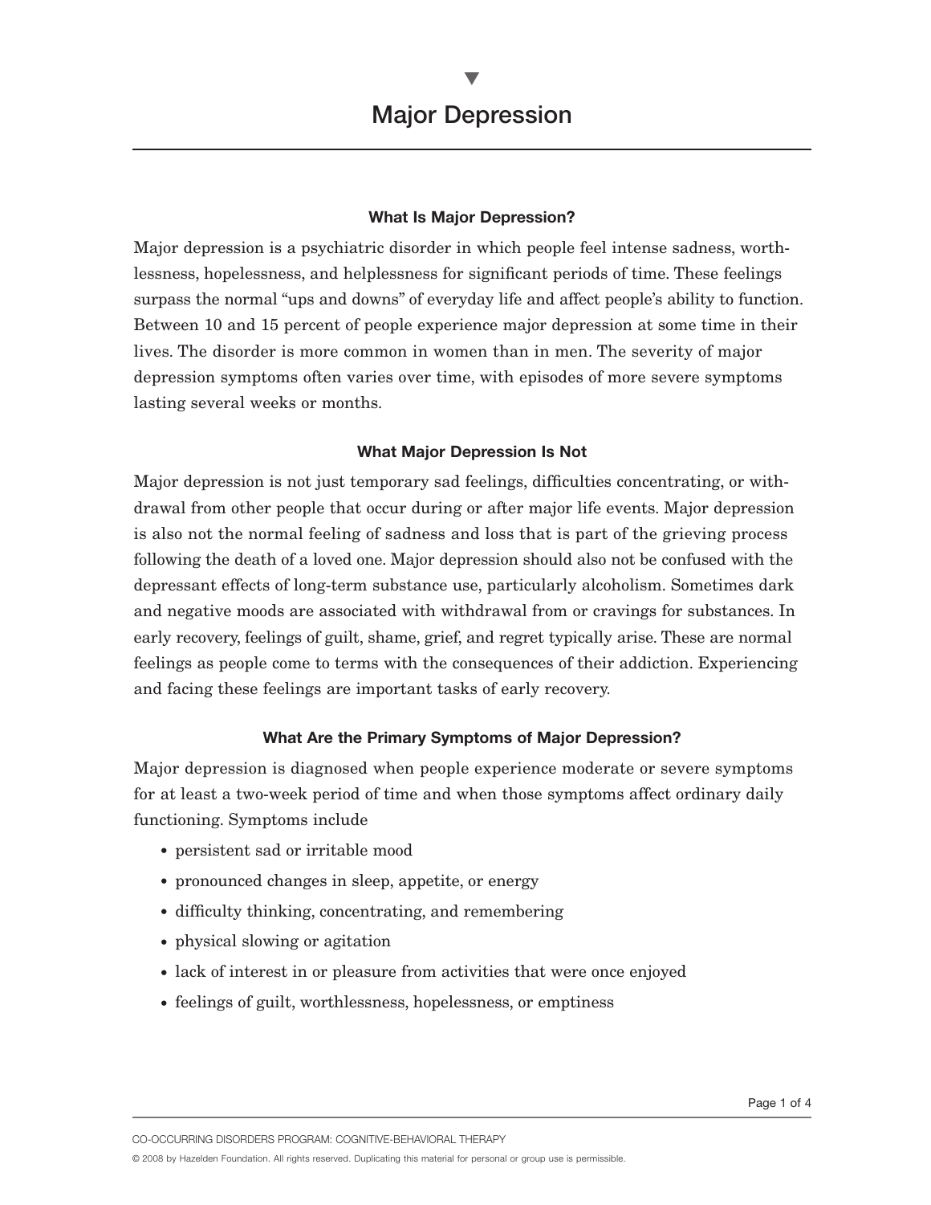# Major Depression

### What Is Major Depression?

Major depression is a psychiatric disorder in which people feel intense sadness, worthlessness, hopelessness, and helplessness for significant periods of time. These feelings surpass the normal "ups and downs" of everyday life and affect people's ability to function. Between 10 and 15 percent of people experience major depression at some time in their lives. The disorder is more common in women than in men. The severity of major depression symptoms often varies over time, with episodes of more severe symptoms lasting several weeks or months.

### What Major Depression Is Not

Major depression is not just temporary sad feelings, difficulties concentrating, or withdrawal from other people that occur during or after major life events. Major depression is also not the normal feeling of sadness and loss that is part of the grieving process following the death of a loved one. Major depression should also not be confused with the depressant effects of long-term substance use, particularly alcoholism. Sometimes dark and negative moods are associated with withdrawal from or cravings for substances. In early recovery, feelings of guilt, shame, grief, and regret typically arise. These are normal feelings as people come to terms with the consequences of their addiction. Experiencing and facing these feelings are important tasks of early recovery.

### What Are the Primary Symptoms of Major Depression?

Major depression is diagnosed when people experience moderate or severe symptoms for at least a two-week period of time and when those symptoms affect ordinary daily functioning. Symptoms include

- persistent sad or irritable mood
- pronounced changes in sleep, appetite, or energy
- difficulty thinking, concentrating, and remembering
- physical slowing or agitation
- lack of interest in or pleasure from activities that were once enjoyed
- feelings of guilt, worthlessness, hopelessness, or emptiness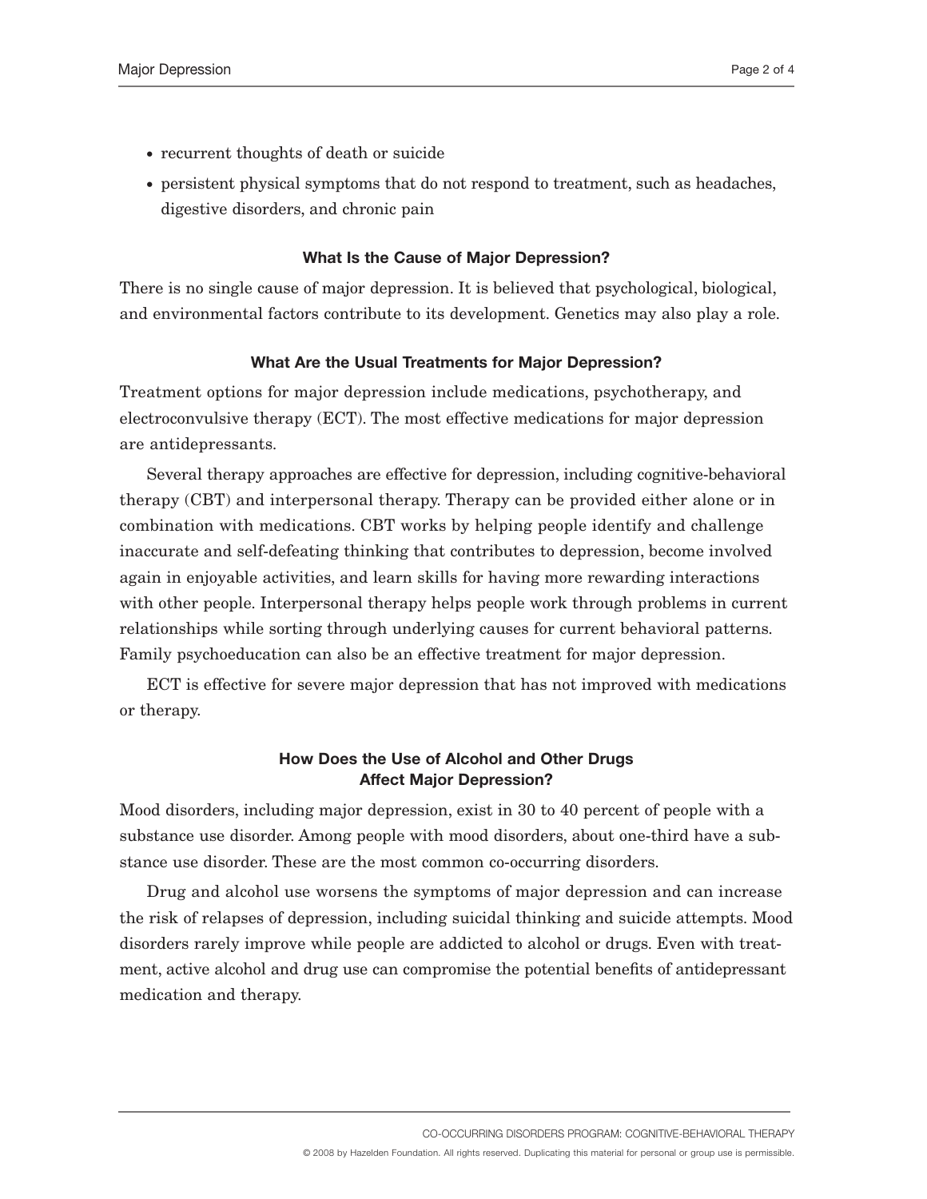- recurrent thoughts of death or suicide
- persistent physical symptoms that do not respond to treatment, such as headaches, digestive disorders, and chronic pain

### What Is the Cause of Major Depression?

There is no single cause of major depression. It is believed that psychological, biological, and environmental factors contribute to its development. Genetics may also play a role.

### What Are the Usual Treatments for Major Depression?

Treatment options for major depression include medications, psychotherapy, and electroconvulsive therapy (ECT). The most effective medications for major depression are antidepressants.

Several therapy approaches are effective for depression, including cognitive-behavioral therapy (CBT) and interpersonal therapy. Therapy can be provided either alone or in combination with medications. CBT works by helping people identify and challenge inaccurate and self-defeating thinking that contributes to depression, become involved again in enjoyable activities, and learn skills for having more rewarding interactions with other people. Interpersonal therapy helps people work through problems in current relationships while sorting through underlying causes for current behavioral patterns. Family psychoeducation can also be an effective treatment for major depression.

ECT is effective for severe major depression that has not improved with medications or therapy.

### How Does the Use of Alcohol and Other Drugs Affect Major Depression?

Mood disorders, including major depression, exist in 30 to 40 percent of people with a substance use disorder. Among people with mood disorders, about one-third have a substance use disorder. These are the most common co-occurring disorders.

Drug and alcohol use worsens the symptoms of major depression and can increase the risk of relapses of depression, including suicidal thinking and suicide attempts. Mood disorders rarely improve while people are addicted to alcohol or drugs. Even with treatment, active alcohol and drug use can compromise the potential benefits of antidepressant medication and therapy.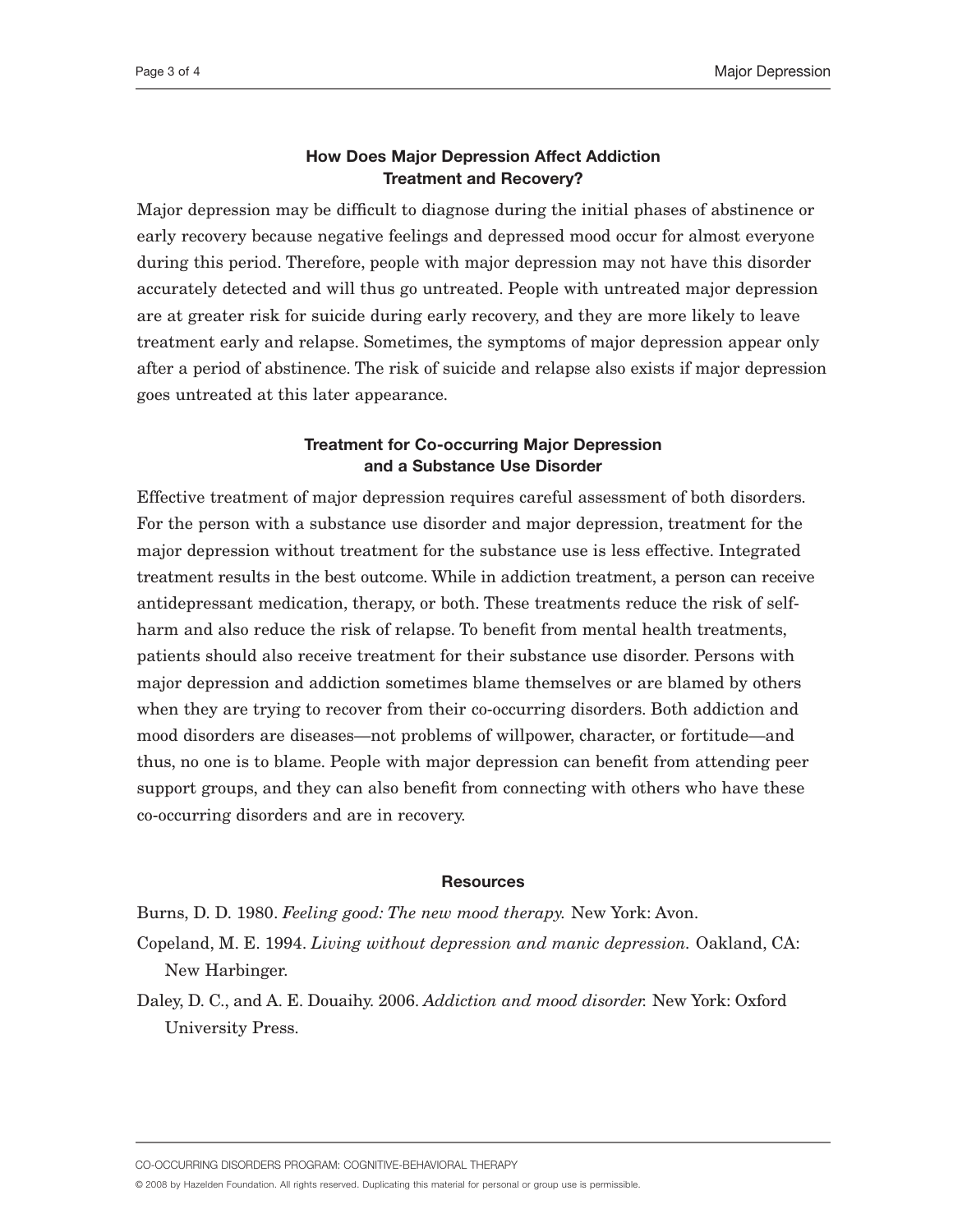## How Does Major Depression Affect Addiction Treatment and Recovery?

Major depression may be difficult to diagnose during the initial phases of abstinence or early recovery because negative feelings and depressed mood occur for almost everyone during this period. Therefore, people with major depression may not have this disorder accurately detected and will thus go untreated. People with untreated major depression are at greater risk for suicide during early recovery, and they are more likely to leave treatment early and relapse. Sometimes, the symptoms of major depression appear only after a period of abstinence. The risk of suicide and relapse also exists if major depression goes untreated at this later appearance.

## Treatment for Co-occurring Major Depression and a Substance Use Disorder

Effective treatment of major depression requires careful assessment of both disorders. For the person with a substance use disorder and major depression, treatment for the major depression without treatment for the substance use is less effective. Integrated treatment results in the best outcome. While in addiction treatment, a person can receive antidepressant medication, therapy, or both. These treatments reduce the risk of self-harm and also reduce the risk of relapse. To benefit from mental health treatments, patients should also receive treatment for their substance use disorder. Persons with major depression and addiction sometimes blame themselves or are blamed by others when they are trying to recover from their co-occurring disorders. Both addiction and mood disorders are diseases—not problems of willpower, character, or fortitude—and thus, no one is to blame. People with major depression can benefit from attending peer support groups, and they can also benefit from connecting with others who have these co-occurring disorders and are in recovery.

## Resources

Burns, D. D. 1980. *Feeling good: The new mood therapy.* New York: Avon.

Copeland, M. E. 1994. *Living without depression and manic depression.* Oakland, CA: New Harbinger.

Daley, D. C., and A. E. Douaihy. 2006. *Addiction and mood disorder.* New York: Oxford University Press.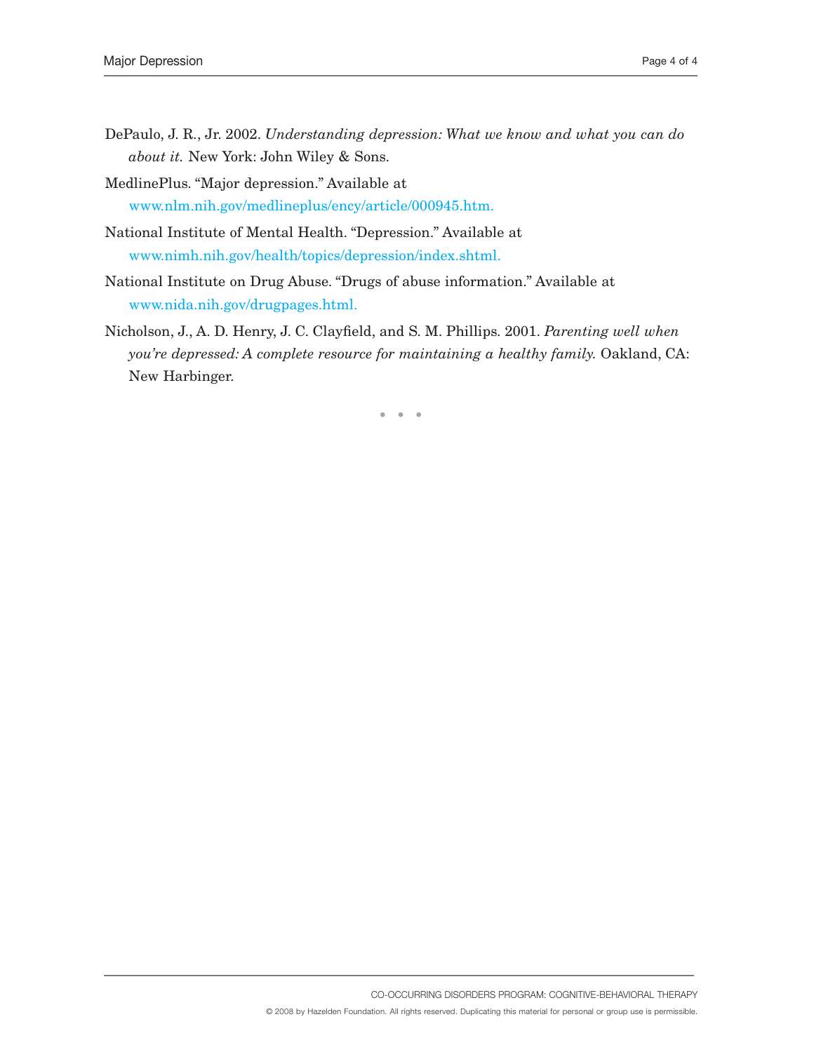DePaulo, J. R., Jr. 2002. *Understanding depression: What we know and what you can do about it.* New York: John Wiley & Sons.

MedlinePlus. "Major depression." Available at www.nlm.nih.gov/medlineplus/ency/article/000945.htm.

National Institute of Mental Health. "Depression." Available at www.nimh.nih.gov/health/topics/depression/index.shtml.

National Institute on Drug Abuse. "Drugs of abuse information." Available at www.nida.nih.gov/drugpages.html.

Nicholson, J., A. D. Henry, J. C. Clayfield, and S. M. Phillips. 2001. *Parenting well when you're depressed: A complete resource for maintaining a healthy family.* Oakland, CA: New Harbinger.

• • •